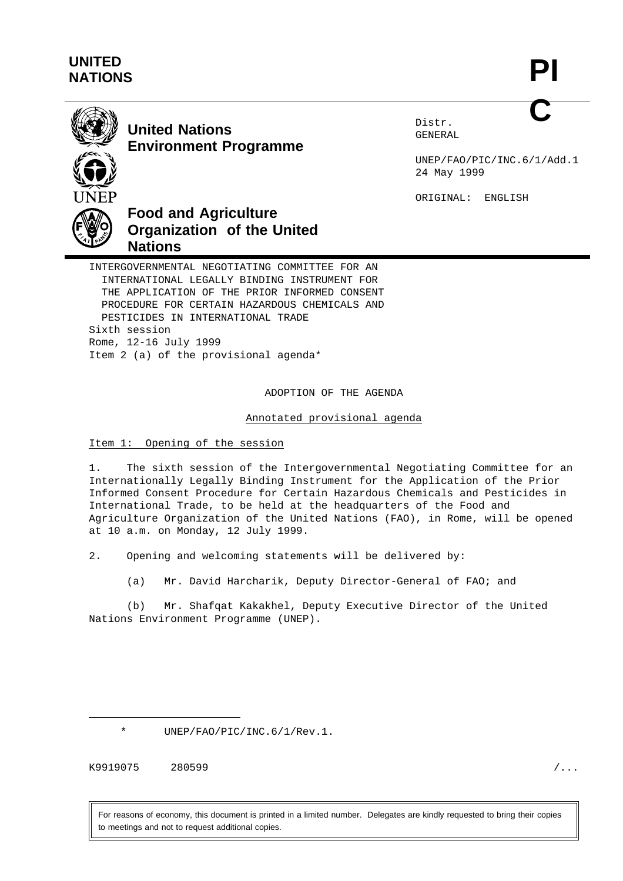UNITED NATIONS

PIC

**United Nations Environment Programme**

**Food and Agriculture Organization of the United Nations**

Distr.
GENERAL

UNEP/FAO/PIC/INC.6/1/Add.1
24 May 1999

ORIGINAL: ENGLISH

INTERGOVERNMENTAL NEGOTIATING COMMITTEE FOR AN INTERNATIONAL LEGALLY BINDING INSTRUMENT FOR THE APPLICATION OF THE PRIOR INFORMED CONSENT PROCEDURE FOR CERTAIN HAZARDOUS CHEMICALS AND PESTICIDES IN INTERNATIONAL TRADE
Sixth session
Rome, 12-16 July 1999
Item 2 (a) of the provisional agenda*

# ADOPTION OF THE AGENDA

## Annotated provisional agenda

### Item 1: Opening of the session

1. The sixth session of the Intergovernmental Negotiating Committee for an Internationally Legally Binding Instrument for the Application of the Prior Informed Consent Procedure for Certain Hazardous Chemicals and Pesticides in International Trade, to be held at the headquarters of the Food and Agriculture Organization of the United Nations (FAO), in Rome, will be opened at 10 a.m. on Monday, 12 July 1999.

2. Opening and welcoming statements will be delivered by:

(a) Mr. David Harcharik, Deputy Director-General of FAO; and

(b) Mr. Shafqat Kakakhel, Deputy Executive Director of the United Nations Environment Programme (UNEP).

---

\* UNEP/FAO/PIC/INC.6/1/Rev.1.

K9919075 280599

For reasons of economy, this document is printed in a limited number. Delegates are kindly requested to bring their copies to meetings and not to request additional copies.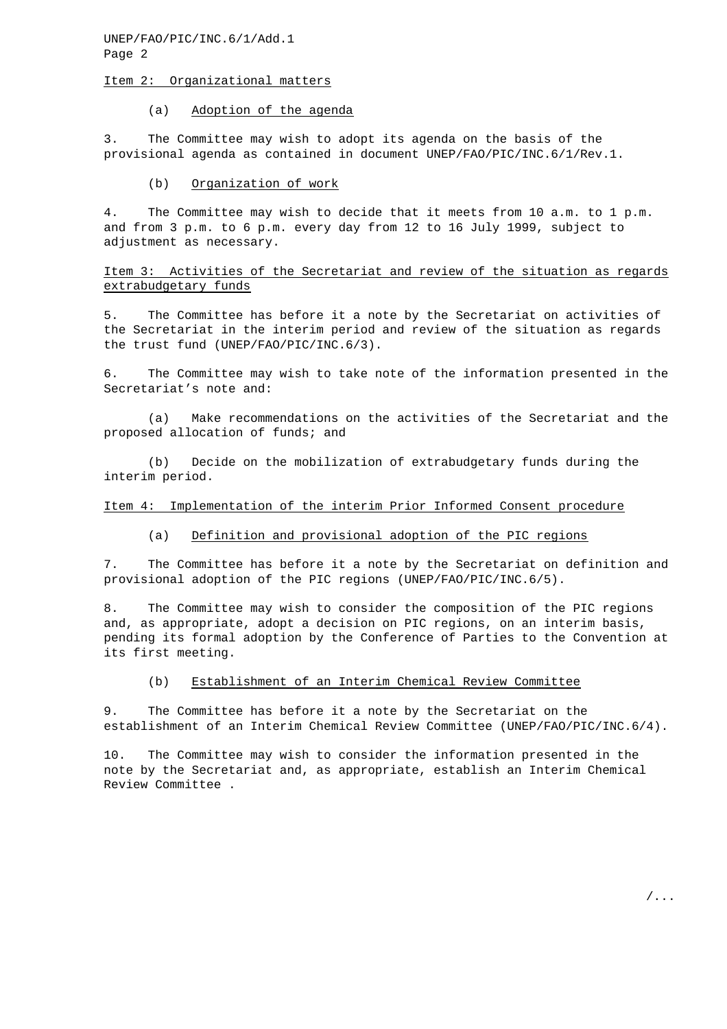Item 2: Organizational matters

(a) Adoption of the agenda

3. The Committee may wish to adopt its agenda on the basis of the provisional agenda as contained in document UNEP/FAO/PIC/INC.6/1/Rev.1.

(b) Organization of work

4. The Committee may wish to decide that it meets from 10 a.m. to 1 p.m. and from 3 p.m. to 6 p.m. every day from 12 to 16 July 1999, subject to adjustment as necessary.

Item 3: Activities of the Secretariat and review of the situation as regards extrabudgetary funds

5. The Committee has before it a note by the Secretariat on activities of the Secretariat in the interim period and review of the situation as regards the trust fund (UNEP/FAO/PIC/INC.6/3).

6. The Committee may wish to take note of the information presented in the Secretariat's note and:

(a) Make recommendations on the activities of the Secretariat and the proposed allocation of funds; and

(b) Decide on the mobilization of extrabudgetary funds during the interim period.

Item 4: Implementation of the interim Prior Informed Consent procedure

(a) Definition and provisional adoption of the PIC regions

7. The Committee has before it a note by the Secretariat on definition and provisional adoption of the PIC regions (UNEP/FAO/PIC/INC.6/5).

8. The Committee may wish to consider the composition of the PIC regions and, as appropriate, adopt a decision on PIC regions, on an interim basis, pending its formal adoption by the Conference of Parties to the Convention at its first meeting.

(b) Establishment of an Interim Chemical Review Committee

9. The Committee has before it a note by the Secretariat on the establishment of an Interim Chemical Review Committee (UNEP/FAO/PIC/INC.6/4).

10. The Committee may wish to consider the information presented in the note by the Secretariat and, as appropriate, establish an Interim Chemical Review Committee .

/...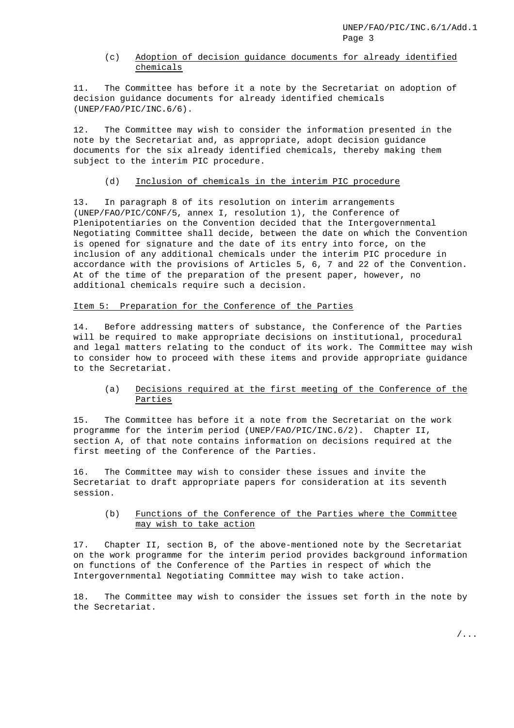### (c) Adoption of decision guidance documents for already identified chemicals

11. The Committee has before it a note by the Secretariat on adoption of decision guidance documents for already identified chemicals (UNEP/FAO/PIC/INC.6/6).

12. The Committee may wish to consider the information presented in the note by the Secretariat and, as appropriate, adopt decision guidance documents for the six already identified chemicals, thereby making them subject to the interim PIC procedure.

### (d) Inclusion of chemicals in the interim PIC procedure

13. In paragraph 8 of its resolution on interim arrangements (UNEP/FAO/PIC/CONF/5, annex I, resolution 1), the Conference of Plenipotentiaries on the Convention decided that the Intergovernmental Negotiating Committee shall decide, between the date on which the Convention is opened for signature and the date of its entry into force, on the inclusion of any additional chemicals under the interim PIC procedure in accordance with the provisions of Articles 5, 6, 7 and 22 of the Convention. At of the time of the preparation of the present paper, however, no additional chemicals require such a decision.

## Item 5: Preparation for the Conference of the Parties

14. Before addressing matters of substance, the Conference of the Parties will be required to make appropriate decisions on institutional, procedural and legal matters relating to the conduct of its work. The Committee may wish to consider how to proceed with these items and provide appropriate guidance to the Secretariat.

### (a) Decisions required at the first meeting of the Conference of the Parties

15. The Committee has before it a note from the Secretariat on the work programme for the interim period (UNEP/FAO/PIC/INC.6/2). Chapter II, section A, of that note contains information on decisions required at the first meeting of the Conference of the Parties.

16. The Committee may wish to consider these issues and invite the Secretariat to draft appropriate papers for consideration at its seventh session.

### (b) Functions of the Conference of the Parties where the Committee may wish to take action

17. Chapter II, section B, of the above-mentioned note by the Secretariat on the work programme for the interim period provides background information on functions of the Conference of the Parties in respect of which the Intergovernmental Negotiating Committee may wish to take action.

18. The Committee may wish to consider the issues set forth in the note by the Secretariat.

/...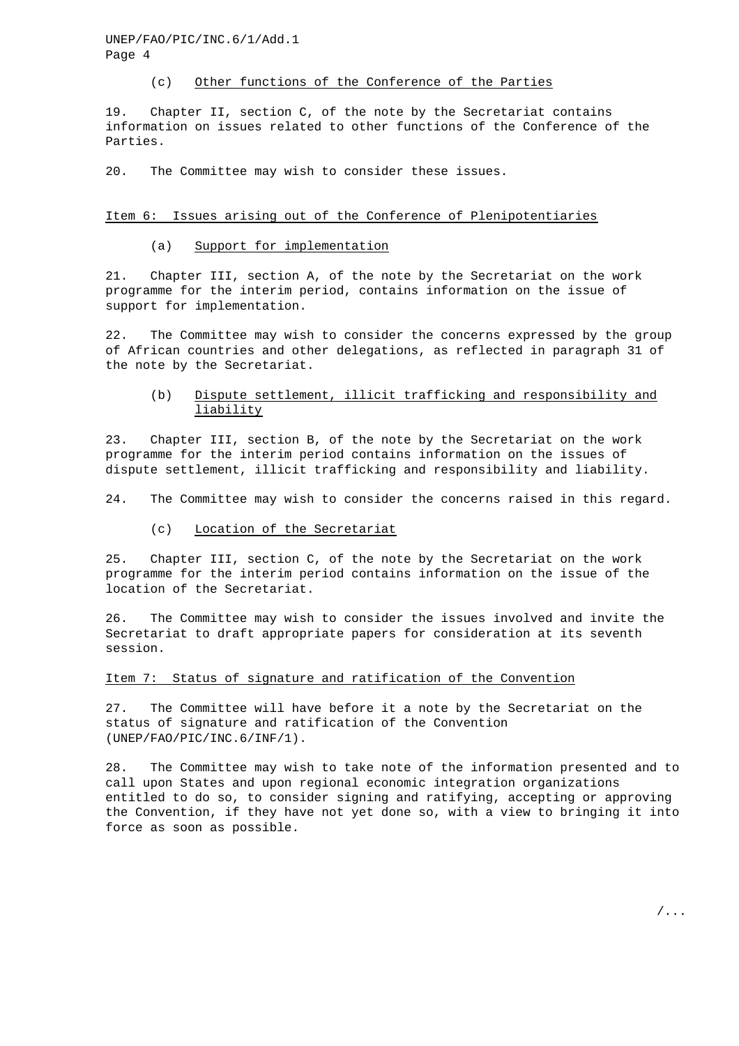(c) Other functions of the Conference of the Parties

19. Chapter II, section C, of the note by the Secretariat contains information on issues related to other functions of the Conference of the Parties.

20. The Committee may wish to consider these issues.

## Item 6: Issues arising out of the Conference of Plenipotentiaries

(a) Support for implementation

21. Chapter III, section A, of the note by the Secretariat on the work programme for the interim period, contains information on the issue of support for implementation.

22. The Committee may wish to consider the concerns expressed by the group of African countries and other delegations, as reflected in paragraph 31 of the note by the Secretariat.

(b) Dispute settlement, illicit trafficking and responsibility and liability

23. Chapter III, section B, of the note by the Secretariat on the work programme for the interim period contains information on the issues of dispute settlement, illicit trafficking and responsibility and liability.

24. The Committee may wish to consider the concerns raised in this regard.

(c) Location of the Secretariat

25. Chapter III, section C, of the note by the Secretariat on the work programme for the interim period contains information on the issue of the location of the Secretariat.

26. The Committee may wish to consider the issues involved and invite the Secretariat to draft appropriate papers for consideration at its seventh session.

## Item 7: Status of signature and ratification of the Convention

27. The Committee will have before it a note by the Secretariat on the status of signature and ratification of the Convention (UNEP/FAO/PIC/INC.6/INF/1).

28. The Committee may wish to take note of the information presented and to call upon States and upon regional economic integration organizations entitled to do so, to consider signing and ratifying, accepting or approving the Convention, if they have not yet done so, with a view to bringing it into force as soon as possible.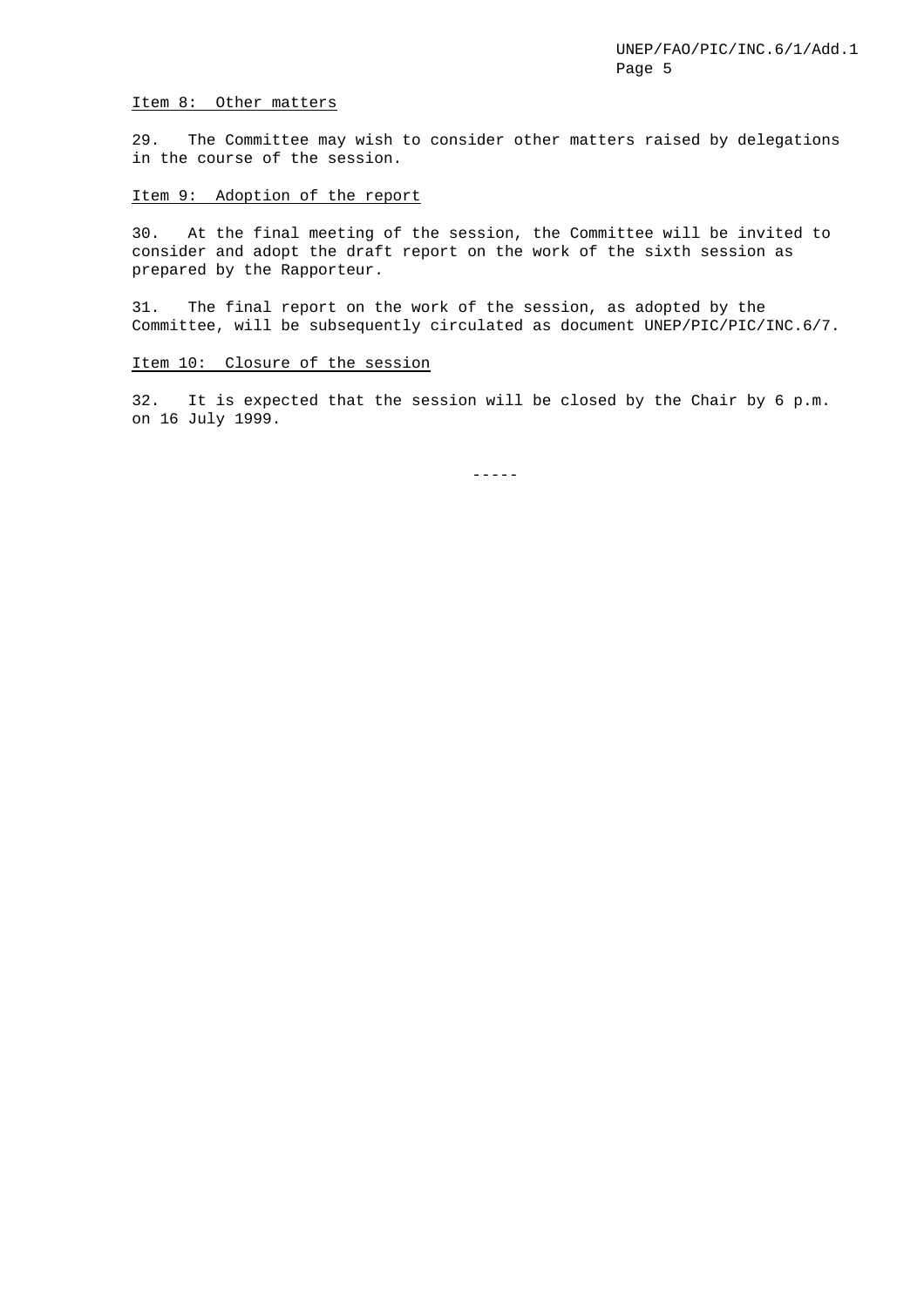Item 8: Other matters

29. The Committee may wish to consider other matters raised by delegations in the course of the session.

Item 9: Adoption of the report

30. At the final meeting of the session, the Committee will be invited to consider and adopt the draft report on the work of the sixth session as prepared by the Rapporteur.

31. The final report on the work of the session, as adopted by the Committee, will be subsequently circulated as document UNEP/PIC/PIC/INC.6/7.

Item 10: Closure of the session

32. It is expected that the session will be closed by the Chair by 6 p.m. on 16 July 1999.

-----